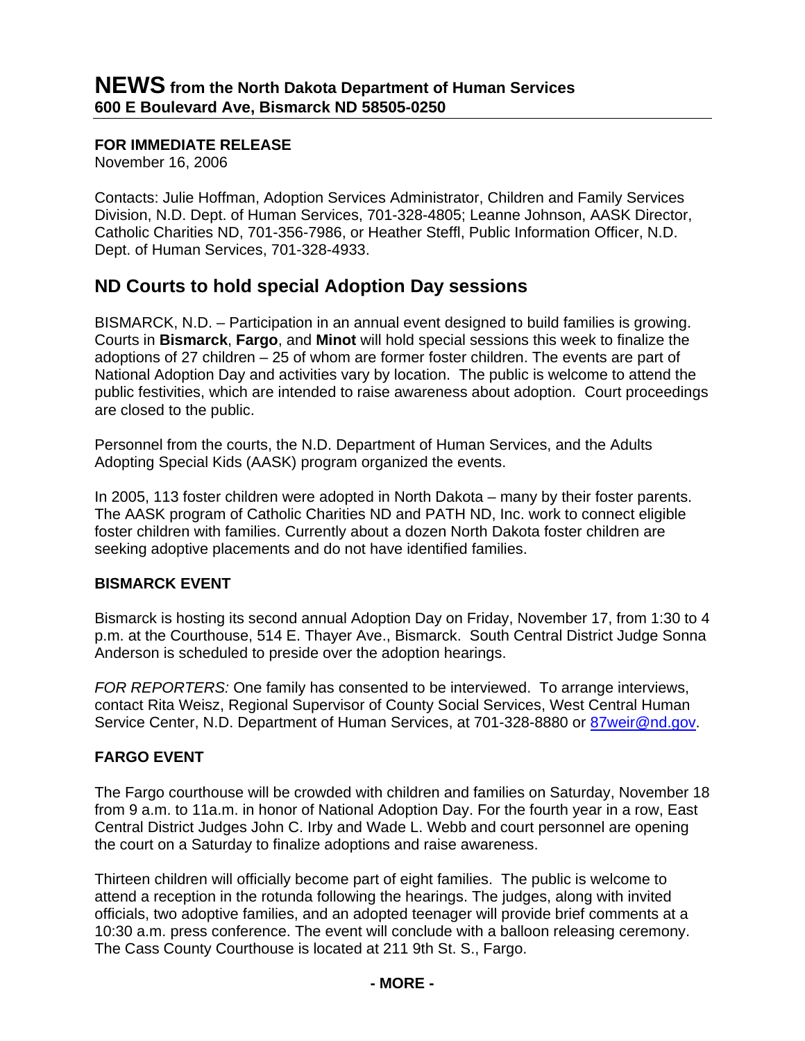# NEWS from the North Dakota Department of Human Services
**600 E Boulevard Ave, Bismarck ND 58505-0250**

**FOR IMMEDIATE RELEASE**
November 16, 2006

Contacts: Julie Hoffman, Adoption Services Administrator, Children and Family Services Division, N.D. Dept. of Human Services, 701-328-4805; Leanne Johnson, AASK Director, Catholic Charities ND, 701-356-7986, or Heather Steffl, Public Information Officer, N.D. Dept. of Human Services, 701-328-4933.

## ND Courts to hold special Adoption Day sessions

BISMARCK, N.D. – Participation in an annual event designed to build families is growing. Courts in **Bismarck**, **Fargo**, and **Minot** will hold special sessions this week to finalize the adoptions of 27 children – 25 of whom are former foster children. The events are part of National Adoption Day and activities vary by location. The public is welcome to attend the public festivities, which are intended to raise awareness about adoption. Court proceedings are closed to the public.

Personnel from the courts, the N.D. Department of Human Services, and the Adults Adopting Special Kids (AASK) program organized the events.

In 2005, 113 foster children were adopted in North Dakota – many by their foster parents. The AASK program of Catholic Charities ND and PATH ND, Inc. work to connect eligible foster children with families. Currently about a dozen North Dakota foster children are seeking adoptive placements and do not have identified families.

### BISMARCK EVENT

Bismarck is hosting its second annual Adoption Day on Friday, November 17, from 1:30 to 4 p.m. at the Courthouse, 514 E. Thayer Ave., Bismarck. South Central District Judge Sonna Anderson is scheduled to preside over the adoption hearings.

*FOR REPORTERS:* One family has consented to be interviewed. To arrange interviews, contact Rita Weisz, Regional Supervisor of County Social Services, West Central Human Service Center, N.D. Department of Human Services, at 701-328-8880 or 87weir@nd.gov.

### FARGO EVENT

The Fargo courthouse will be crowded with children and families on Saturday, November 18 from 9 a.m. to 11a.m. in honor of National Adoption Day. For the fourth year in a row, East Central District Judges John C. Irby and Wade L. Webb and court personnel are opening the court on a Saturday to finalize adoptions and raise awareness.

Thirteen children will officially become part of eight families. The public is welcome to attend a reception in the rotunda following the hearings. The judges, along with invited officials, two adoptive families, and an adopted teenager will provide brief comments at a 10:30 a.m. press conference. The event will conclude with a balloon releasing ceremony. The Cass County Courthouse is located at 211 9th St. S., Fargo.

**- MORE -**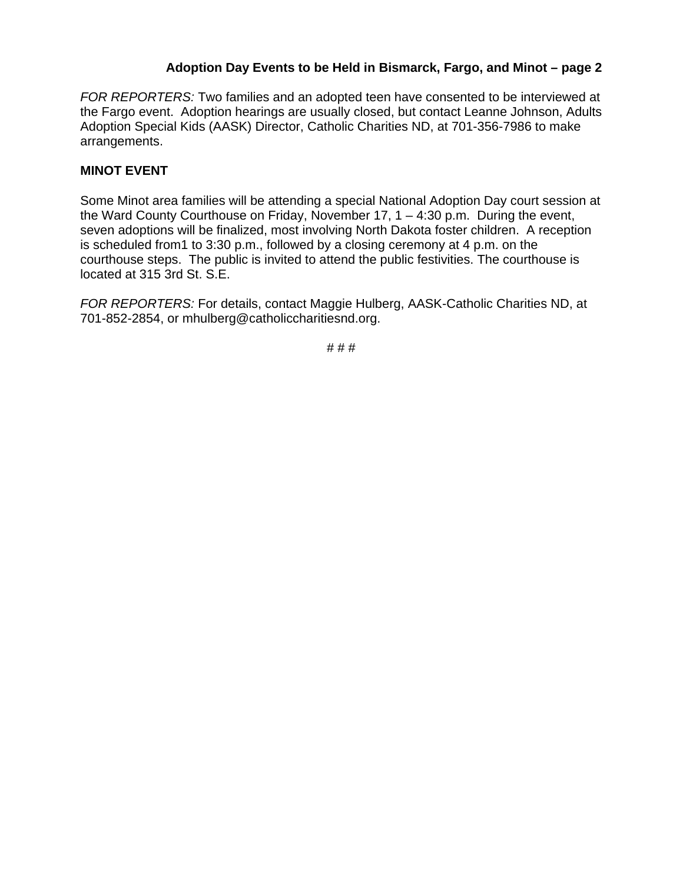*FOR REPORTERS:* Two families and an adopted teen have consented to be interviewed at the Fargo event. Adoption hearings are usually closed, but contact Leanne Johnson, Adults Adoption Special Kids (AASK) Director, Catholic Charities ND, at 701-356-7986 to make arrangements.

**MINOT EVENT**

Some Minot area families will be attending a special National Adoption Day court session at the Ward County Courthouse on Friday, November 17, 1 – 4:30 p.m. During the event, seven adoptions will be finalized, most involving North Dakota foster children. A reception is scheduled from1 to 3:30 p.m., followed by a closing ceremony at 4 p.m. on the courthouse steps. The public is invited to attend the public festivities. The courthouse is located at 315 3rd St. S.E.

*FOR REPORTERS:* For details, contact Maggie Hulberg, AASK-Catholic Charities ND, at 701-852-2854, or mhulberg@catholiccharitiesnd.org.

# # #